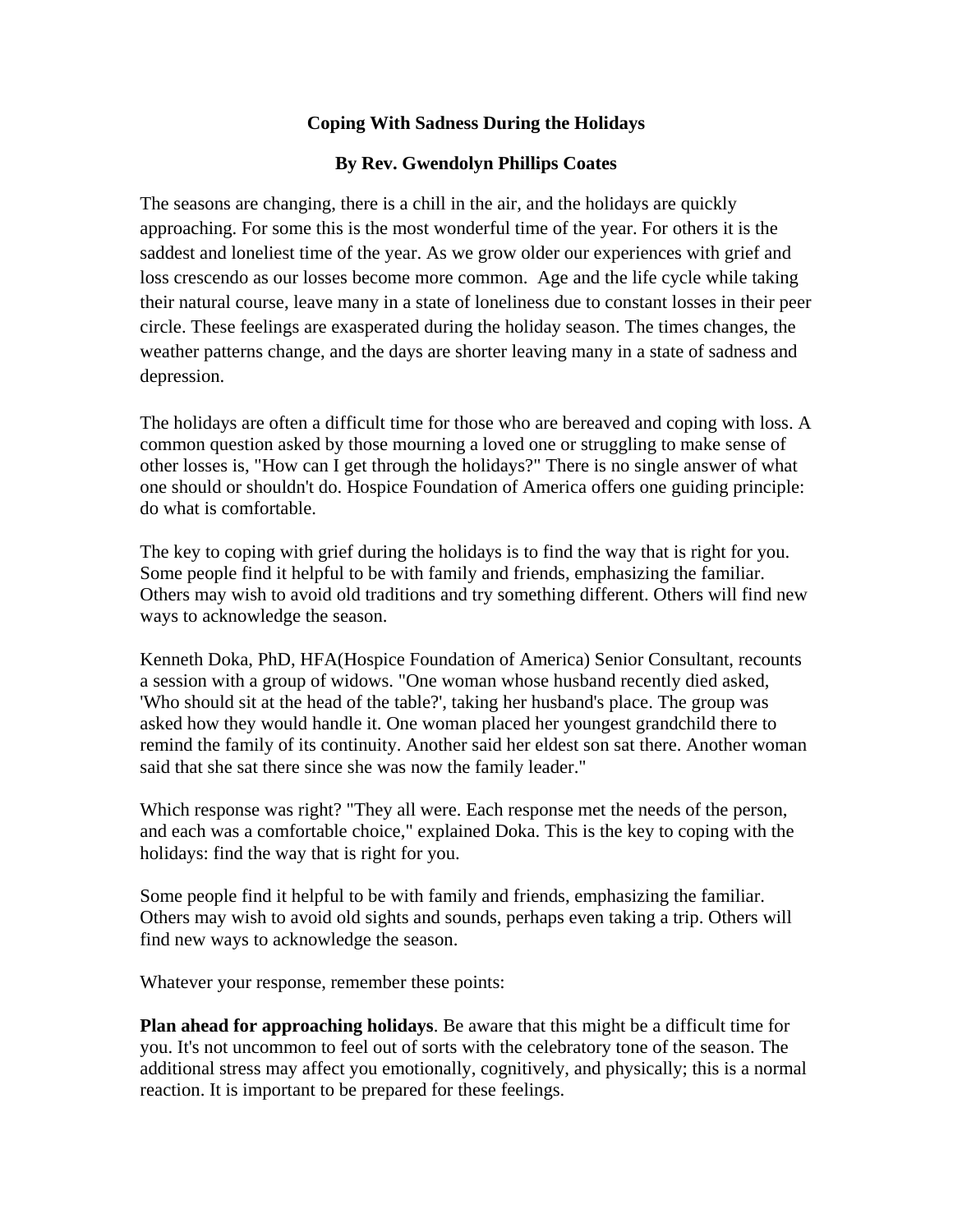# Coping With Sadness During the Holidays

**By Rev. Gwendolyn Phillips Coates**

The seasons are changing, there is a chill in the air, and the holidays are quickly approaching. For some this is the most wonderful time of the year. For others it is the saddest and loneliest time of the year. As we grow older our experiences with grief and loss crescendo as our losses become more common. Age and the life cycle while taking their natural course, leave many in a state of loneliness due to constant losses in their peer circle. These feelings are exasperated during the holiday season. The times changes, the weather patterns change, and the days are shorter leaving many in a state of sadness and depression.

The holidays are often a difficult time for those who are bereaved and coping with loss. A common question asked by those mourning a loved one or struggling to make sense of other losses is, "How can I get through the holidays?" There is no single answer of what one should or shouldn't do. Hospice Foundation of America offers one guiding principle: do what is comfortable.

The key to coping with grief during the holidays is to find the way that is right for you. Some people find it helpful to be with family and friends, emphasizing the familiar. Others may wish to avoid old traditions and try something different. Others will find new ways to acknowledge the season.

Kenneth Doka, PhD, HFA(Hospice Foundation of America) Senior Consultant, recounts a session with a group of widows. "One woman whose husband recently died asked, 'Who should sit at the head of the table?', taking her husband's place. The group was asked how they would handle it. One woman placed her youngest grandchild there to remind the family of its continuity. Another said her eldest son sat there. Another woman said that she sat there since she was now the family leader."

Which response was right? "They all were. Each response met the needs of the person, and each was a comfortable choice," explained Doka. This is the key to coping with the holidays: find the way that is right for you.

Some people find it helpful to be with family and friends, emphasizing the familiar. Others may wish to avoid old sights and sounds, perhaps even taking a trip. Others will find new ways to acknowledge the season.

Whatever your response, remember these points:

**Plan ahead for approaching holidays**. Be aware that this might be a difficult time for you. It's not uncommon to feel out of sorts with the celebratory tone of the season. The additional stress may affect you emotionally, cognitively, and physically; this is a normal reaction. It is important to be prepared for these feelings.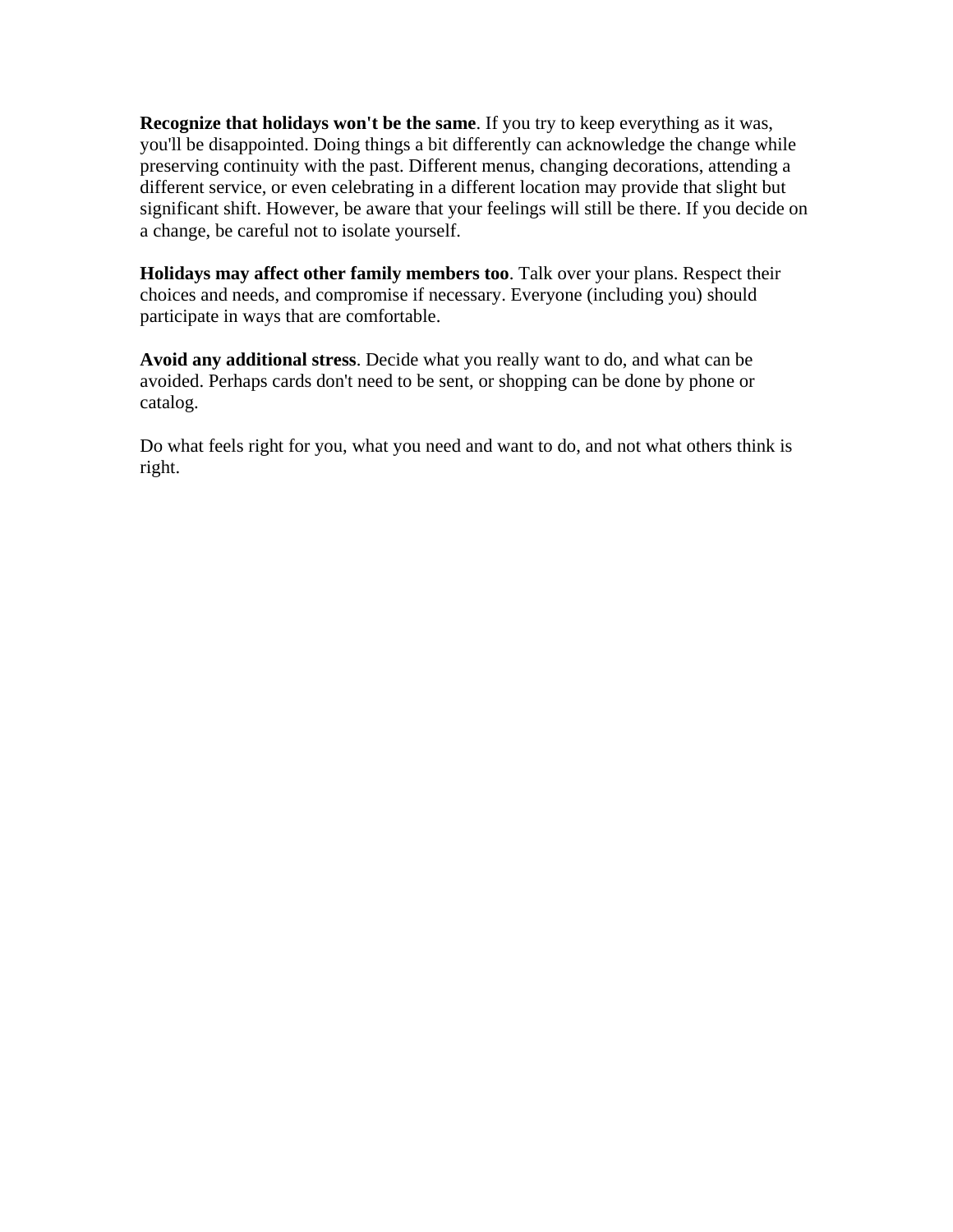**Recognize that holidays won't be the same**. If you try to keep everything as it was, you'll be disappointed. Doing things a bit differently can acknowledge the change while preserving continuity with the past. Different menus, changing decorations, attending a different service, or even celebrating in a different location may provide that slight but significant shift. However, be aware that your feelings will still be there. If you decide on a change, be careful not to isolate yourself.

**Holidays may affect other family members too**. Talk over your plans. Respect their choices and needs, and compromise if necessary. Everyone (including you) should participate in ways that are comfortable.

**Avoid any additional stress**. Decide what you really want to do, and what can be avoided. Perhaps cards don't need to be sent, or shopping can be done by phone or catalog.

Do what feels right for you, what you need and want to do, and not what others think is right.